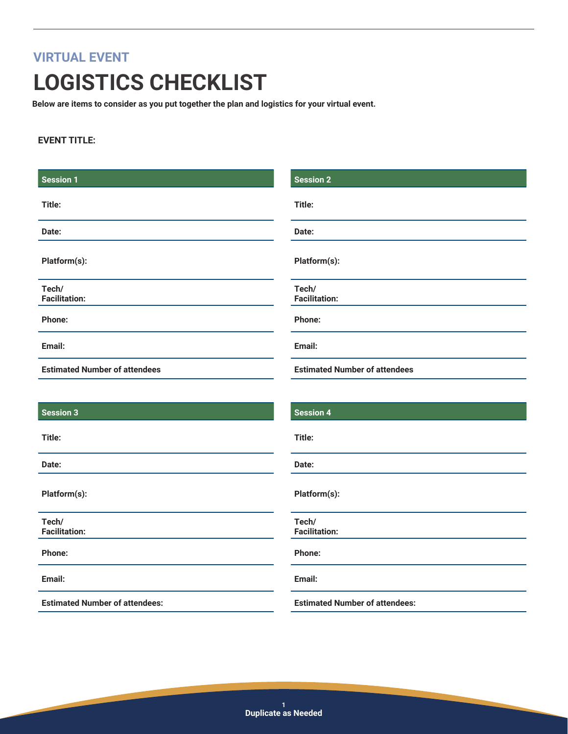## VIRTUAL EVENT

# LOGISTICS CHECKLIST

**Below are items to consider as you put together the plan and logistics for your virtual event.**

**EVENT TITLE:**

| Session 1 | |
|---|---|
| **Title:** | |
| **Date:** | |
| **Platform(s):** | |
| **Tech/ Facilitation:** | |
| **Phone:** | |
| **Email:** | |
| **Estimated Number of attendees** | |

| Session 2 | |
|---|---|
| **Title:** | |
| **Date:** | |
| **Platform(s):** | |
| **Tech/ Facilitation:** | |
| **Phone:** | |
| **Email:** | |
| **Estimated Number of attendees** | |

| Session 3 | |
|---|---|
| **Title:** | |
| **Date:** | |
| **Platform(s):** | |
| **Tech/ Facilitation:** | |
| **Phone:** | |
| **Email:** | |
| **Estimated Number of attendees:** | |

| Session 4 | |
|---|---|
| **Title:** | |
| **Date:** | |
| **Platform(s):** | |
| **Tech/ Facilitation:** | |
| **Phone:** | |
| **Email:** | |
| **Estimated Number of attendees:** | |

**Duplicate as Needed**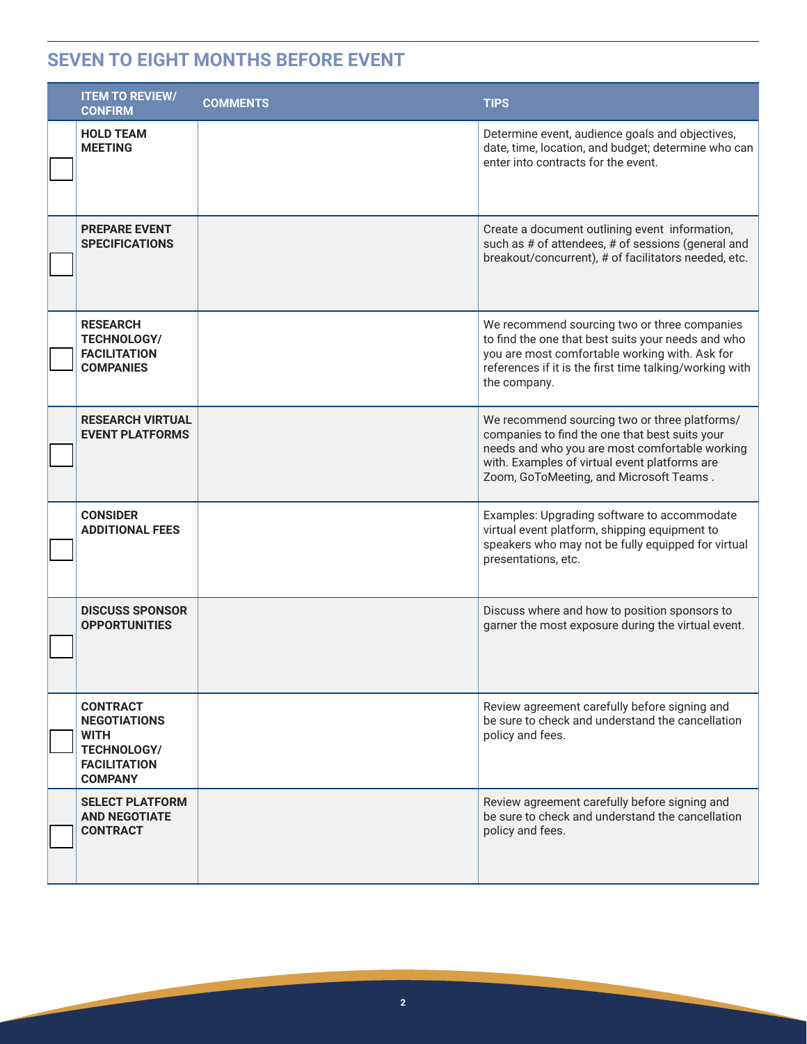## SEVEN TO EIGHT MONTHS BEFORE EVENT

| | ITEM TO REVIEW/ CONFIRM | COMMENTS | TIPS |
|---|---|---|---|
| ☐ | **HOLD TEAM MEETING** | | Determine event, audience goals and objectives, date, time, location, and budget; determine who can enter into contracts for the event. |
| ☐ | **PREPARE EVENT SPECIFICATIONS** | | Create a document outlining event information, such as # of attendees, # of sessions (general and breakout/concurrent), # of facilitators needed, etc. |
| ☐ | **RESEARCH TECHNOLOGY/ FACILITATION COMPANIES** | | We recommend sourcing two or three companies to find the one that best suits your needs and who you are most comfortable working with. Ask for references if it is the first time talking/working with the company. |
| ☐ | **RESEARCH VIRTUAL EVENT PLATFORMS** | | We recommend sourcing two or three platforms/ companies to find the one that best suits your needs and who you are most comfortable working with. Examples of virtual event platforms are Zoom, GoToMeeting, and Microsoft Teams . |
| ☐ | **CONSIDER ADDITIONAL FEES** | | Examples: Upgrading software to accommodate virtual event platform, shipping equipment to speakers who may not be fully equipped for virtual presentations, etc. |
| ☐ | **DISCUSS SPONSOR OPPORTUNITIES** | | Discuss where and how to position sponsors to garner the most exposure during the virtual event. |
| ☐ | **CONTRACT NEGOTIATIONS WITH TECHNOLOGY/ FACILITATION COMPANY** | | Review agreement carefully before signing and be sure to check and understand the cancellation policy and fees. |
| ☐ | **SELECT PLATFORM AND NEGOTIATE CONTRACT** | | Review agreement carefully before signing and be sure to check and understand the cancellation policy and fees. |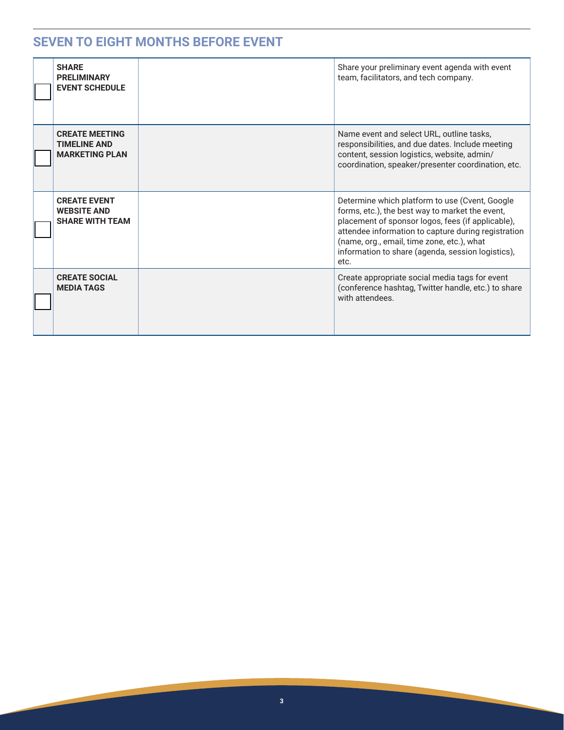## SEVEN TO EIGHT MONTHS BEFORE EVENT

| | | | |
|---|---|---|---|
| ☐ | **SHARE PRELIMINARY EVENT SCHEDULE** | | Share your preliminary event agenda with event team, facilitators, and tech company. |
| ☐ | **CREATE MEETING TIMELINE AND MARKETING PLAN** | | Name event and select URL, outline tasks, responsibilities, and due dates. Include meeting content, session logistics, website, admin/ coordination, speaker/presenter coordination, etc. |
| ☐ | **CREATE EVENT WEBSITE AND SHARE WITH TEAM** | | Determine which platform to use (Cvent, Google forms, etc.), the best way to market the event, placement of sponsor logos, fees (if applicable), attendee information to capture during registration (name, org., email, time zone, etc.), what information to share (agenda, session logistics), etc. |
| ☐ | **CREATE SOCIAL MEDIA TAGS** | | Create appropriate social media tags for event (conference hashtag, Twitter handle, etc.) to share with attendees. |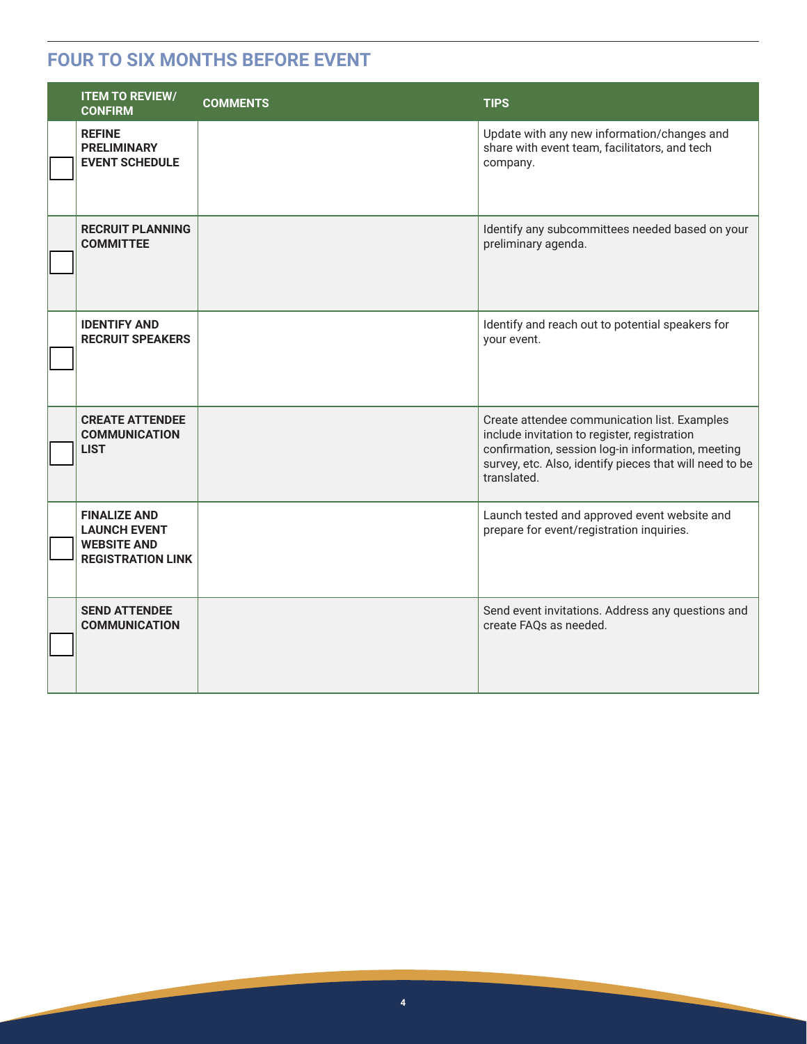## FOUR TO SIX MONTHS BEFORE EVENT

| | ITEM TO REVIEW/ CONFIRM | COMMENTS | TIPS |
|---|---|---|---|
| ☐ | **REFINE PRELIMINARY EVENT SCHEDULE** | | Update with any new information/changes and share with event team, facilitators, and tech company. |
| ☐ | **RECRUIT PLANNING COMMITTEE** | | Identify any subcommittees needed based on your preliminary agenda. |
| ☐ | **IDENTIFY AND RECRUIT SPEAKERS** | | Identify and reach out to potential speakers for your event. |
| ☐ | **CREATE ATTENDEE COMMUNICATION LIST** | | Create attendee communication list. Examples include invitation to register, registration confirmation, session log-in information, meeting survey, etc. Also, identify pieces that will need to be translated. |
| ☐ | **FINALIZE AND LAUNCH EVENT WEBSITE AND REGISTRATION LINK** | | Launch tested and approved event website and prepare for event/registration inquiries. |
| ☐ | **SEND ATTENDEE COMMUNICATION** | | Send event invitations. Address any questions and create FAQs as needed. |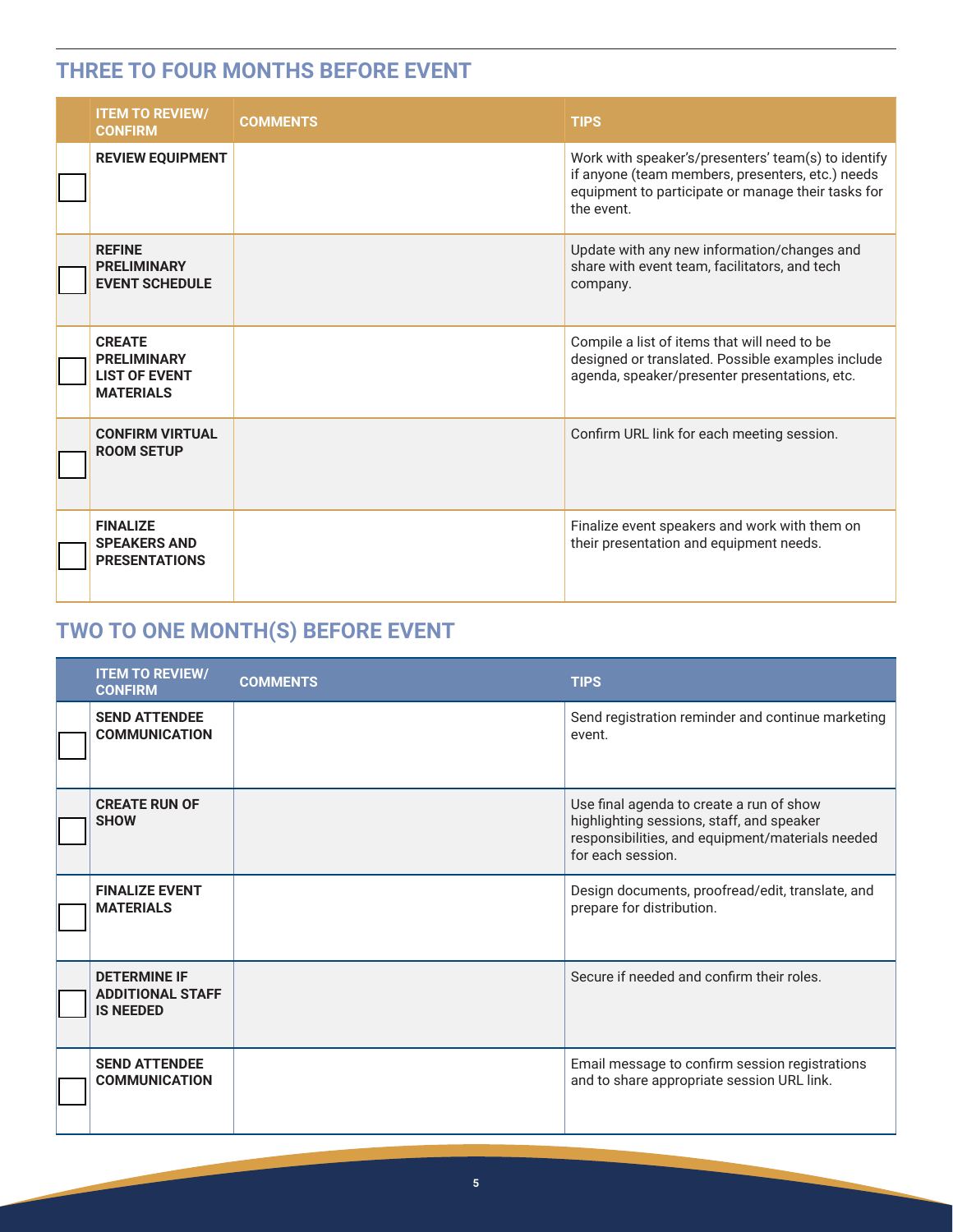## THREE TO FOUR MONTHS BEFORE EVENT

| | ITEM TO REVIEW/ CONFIRM | COMMENTS | TIPS |
|---|---|---|---|
| ☐ | **REVIEW EQUIPMENT** | | Work with speaker's/presenters' team(s) to identify if anyone (team members, presenters, etc.) needs equipment to participate or manage their tasks for the event. |
| ☐ | **REFINE PRELIMINARY EVENT SCHEDULE** | | Update with any new information/changes and share with event team, facilitators, and tech company. |
| ☐ | **CREATE PRELIMINARY LIST OF EVENT MATERIALS** | | Compile a list of items that will need to be designed or translated. Possible examples include agenda, speaker/presenter presentations, etc. |
| ☐ | **CONFIRM VIRTUAL ROOM SETUP** | | Confirm URL link for each meeting session. |
| ☐ | **FINALIZE SPEAKERS AND PRESENTATIONS** | | Finalize event speakers and work with them on their presentation and equipment needs. |

## TWO TO ONE MONTH(S) BEFORE EVENT

| | ITEM TO REVIEW/ CONFIRM | COMMENTS | TIPS |
|---|---|---|---|
| ☐ | **SEND ATTENDEE COMMUNICATION** | | Send registration reminder and continue marketing event. |
| ☐ | **CREATE RUN OF SHOW** | | Use final agenda to create a run of show highlighting sessions, staff, and speaker responsibilities, and equipment/materials needed for each session. |
| ☐ | **FINALIZE EVENT MATERIALS** | | Design documents, proofread/edit, translate, and prepare for distribution. |
| ☐ | **DETERMINE IF ADDITIONAL STAFF IS NEEDED** | | Secure if needed and confirm their roles. |
| ☐ | **SEND ATTENDEE COMMUNICATION** | | Email message to confirm session registrations and to share appropriate session URL link. |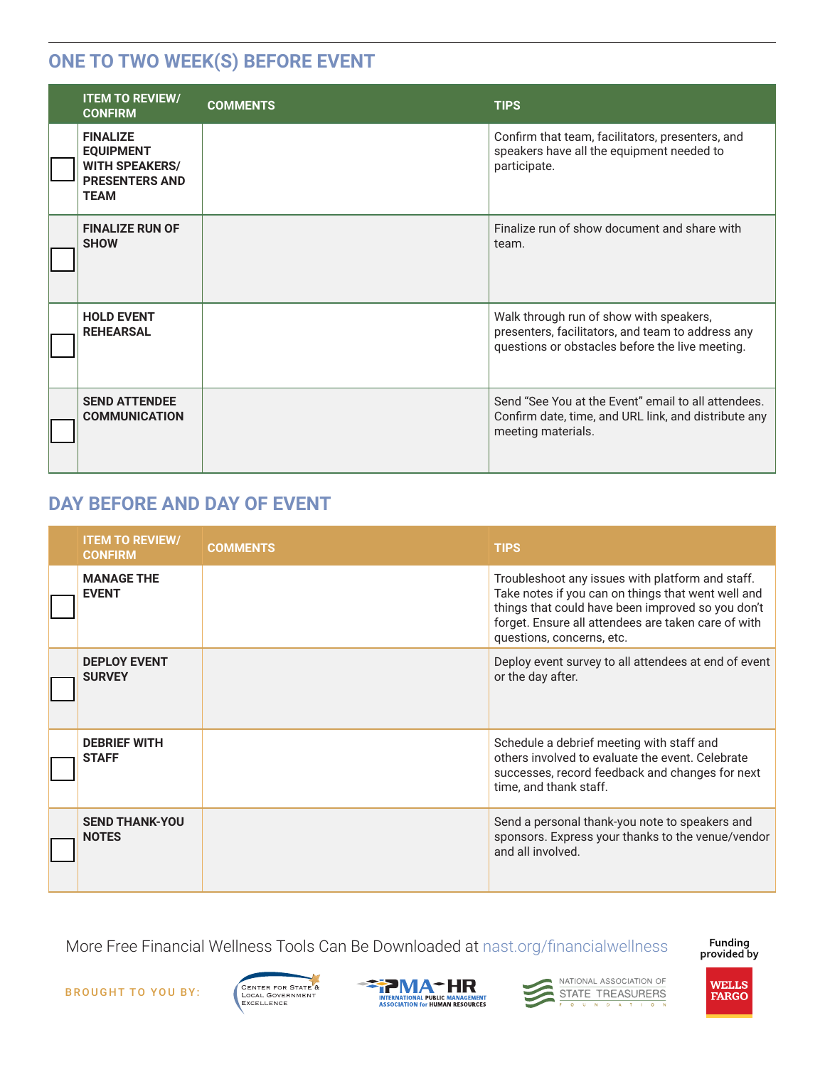## ONE TO TWO WEEK(S) BEFORE EVENT

| | ITEM TO REVIEW/ CONFIRM | COMMENTS | TIPS |
|---|---|---|---|
| ☐ | **FINALIZE EQUIPMENT WITH SPEAKERS/ PRESENTERS AND TEAM** | | Confirm that team, facilitators, presenters, and speakers have all the equipment needed to participate. |
| ☐ | **FINALIZE RUN OF SHOW** | | Finalize run of show document and share with team. |
| ☐ | **HOLD EVENT REHEARSAL** | | Walk through run of show with speakers, presenters, facilitators, and team to address any questions or obstacles before the live meeting. |
| ☐ | **SEND ATTENDEE COMMUNICATION** | | Send "See You at the Event" email to all attendees. Confirm date, time, and URL link, and distribute any meeting materials. |

## DAY BEFORE AND DAY OF EVENT

| | ITEM TO REVIEW/ CONFIRM | COMMENTS | TIPS |
|---|---|---|---|
| ☐ | **MANAGE THE EVENT** | | Troubleshoot any issues with platform and staff. Take notes if you can on things that went well and things that could have been improved so you don't forget. Ensure all attendees are taken care of with questions, concerns, etc. |
| ☐ | **DEPLOY EVENT SURVEY** | | Deploy event survey to all attendees at end of event or the day after. |
| ☐ | **DEBRIEF WITH STAFF** | | Schedule a debrief meeting with staff and others involved to evaluate the event. Celebrate successes, record feedback and changes for next time, and thank staff. |
| ☐ | **SEND THANK-YOU NOTES** | | Send a personal thank-you note to speakers and sponsors. Express your thanks to the venue/vendor and all involved. |

More Free Financial Wellness Tools Can Be Downloaded at nast.org/financialwellness

BROUGHT TO YOU BY: Center for State & Local Government Excellence | IPMA-HR International Public Management Association for Human Resources | National Association of State Treasurers Foundation

Funding provided by Wells Fargo